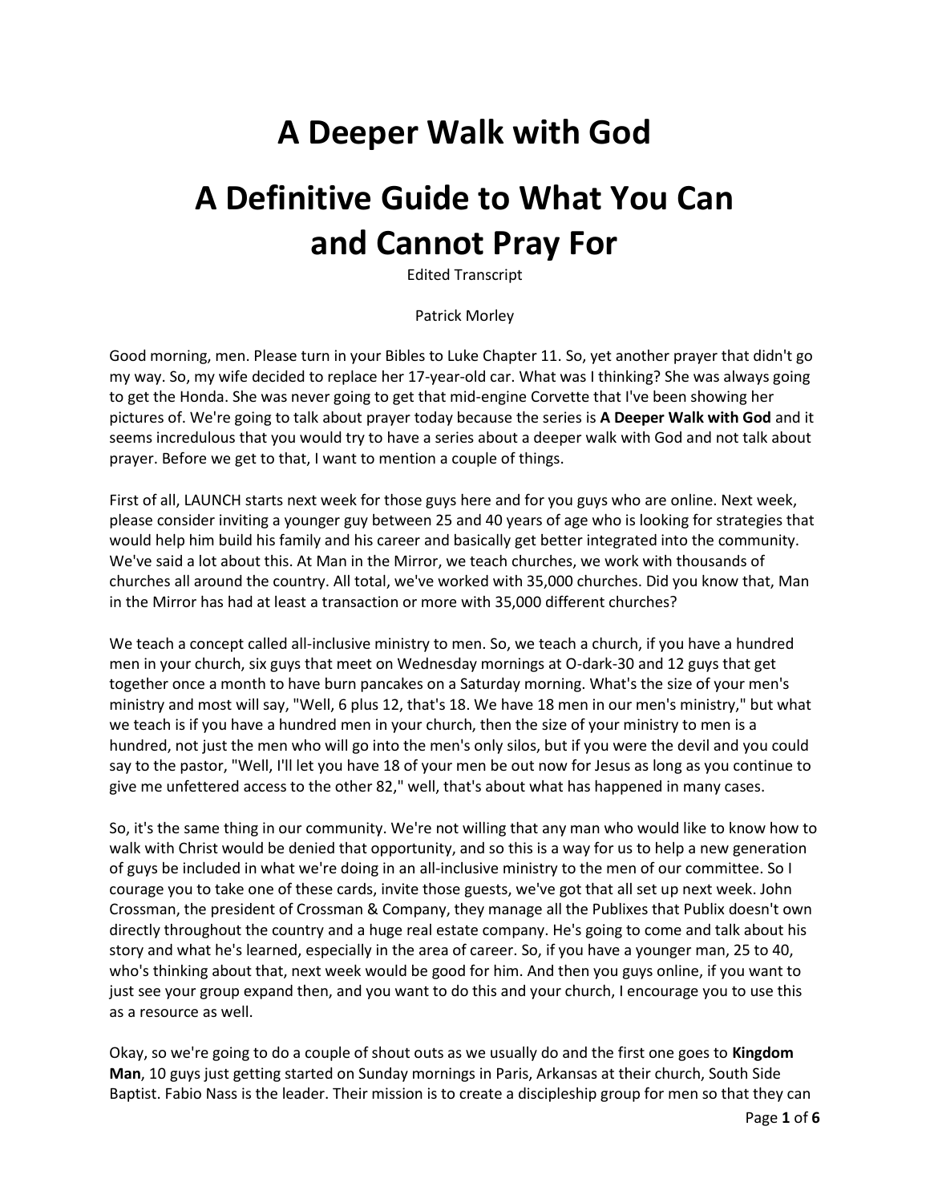# A Deeper Walk with God

# A Definitive Guide to What You Can and Cannot Pray For

Edited Transcript

Patrick Morley

Good morning, men. Please turn in your Bibles to Luke Chapter 11. So, yet another prayer that didn't go my way. So, my wife decided to replace her 17-year-old car. What was I thinking? She was always going to get the Honda. She was never going to get that mid-engine Corvette that I've been showing her pictures of. We're going to talk about prayer today because the series is **A Deeper Walk with God** and it seems incredulous that you would try to have a series about a deeper walk with God and not talk about prayer. Before we get to that, I want to mention a couple of things.

First of all, LAUNCH starts next week for those guys here and for you guys who are online. Next week, please consider inviting a younger guy between 25 and 40 years of age who is looking for strategies that would help him build his family and his career and basically get better integrated into the community. We've said a lot about this. At Man in the Mirror, we teach churches, we work with thousands of churches all around the country. All total, we've worked with 35,000 churches. Did you know that, Man in the Mirror has had at least a transaction or more with 35,000 different churches?

We teach a concept called all-inclusive ministry to men. So, we teach a church, if you have a hundred men in your church, six guys that meet on Wednesday mornings at O-dark-30 and 12 guys that get together once a month to have burn pancakes on a Saturday morning. What's the size of your men's ministry and most will say, "Well, 6 plus 12, that's 18. We have 18 men in our men's ministry," but what we teach is if you have a hundred men in your church, then the size of your ministry to men is a hundred, not just the men who will go into the men's only silos, but if you were the devil and you could say to the pastor, "Well, I'll let you have 18 of your men be out now for Jesus as long as you continue to give me unfettered access to the other 82," well, that's about what has happened in many cases.

So, it's the same thing in our community. We're not willing that any man who would like to know how to walk with Christ would be denied that opportunity, and so this is a way for us to help a new generation of guys be included in what we're doing in an all-inclusive ministry to the men of our committee. So I courage you to take one of these cards, invite those guests, we've got that all set up next week. John Crossman, the president of Crossman & Company, they manage all the Publixes that Publix doesn't own directly throughout the country and a huge real estate company. He's going to come and talk about his story and what he's learned, especially in the area of career. So, if you have a younger man, 25 to 40, who's thinking about that, next week would be good for him. And then you guys online, if you want to just see your group expand then, and you want to do this and your church, I encourage you to use this as a resource as well.

Okay, so we're going to do a couple of shout outs as we usually do and the first one goes to **Kingdom Man**, 10 guys just getting started on Sunday mornings in Paris, Arkansas at their church, South Side Baptist. Fabio Nass is the leader. Their mission is to create a discipleship group for men so that they can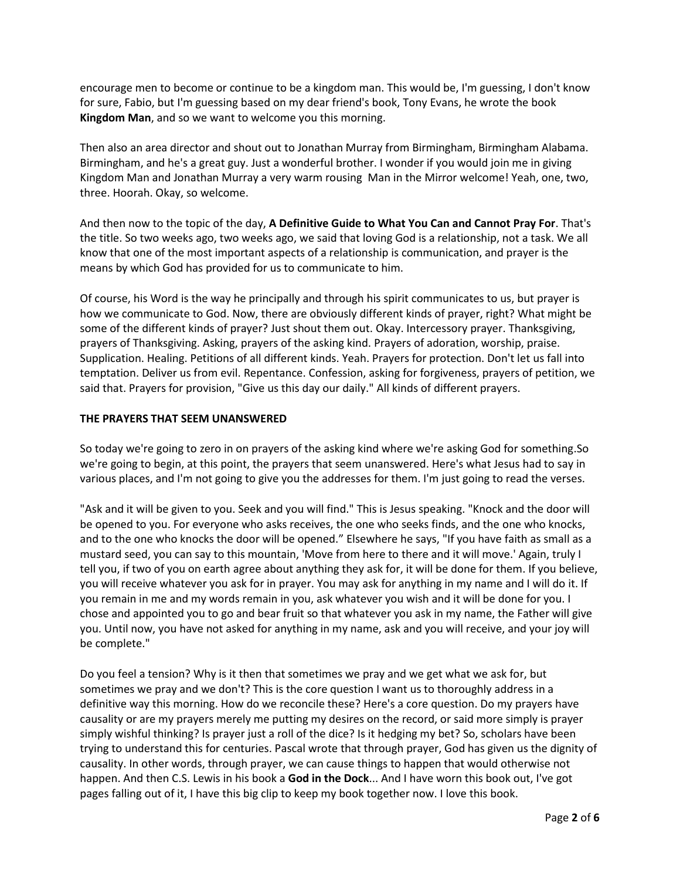encourage men to become or continue to be a kingdom man. This would be, I'm guessing, I don't know for sure, Fabio, but I'm guessing based on my dear friend's book, Tony Evans, he wrote the book **Kingdom Man**, and so we want to welcome you this morning.

Then also an area director and shout out to Jonathan Murray from Birmingham, Birmingham Alabama. Birmingham, and he's a great guy. Just a wonderful brother. I wonder if you would join me in giving Kingdom Man and Jonathan Murray a very warm rousing Man in the Mirror welcome! Yeah, one, two, three. Hoorah. Okay, so welcome.

And then now to the topic of the day, **A Definitive Guide to What You Can and Cannot Pray For**. That's the title. So two weeks ago, two weeks ago, we said that loving God is a relationship, not a task. We all know that one of the most important aspects of a relationship is communication, and prayer is the means by which God has provided for us to communicate to him.

Of course, his Word is the way he principally and through his spirit communicates to us, but prayer is how we communicate to God. Now, there are obviously different kinds of prayer, right? What might be some of the different kinds of prayer? Just shout them out. Okay. Intercessory prayer. Thanksgiving, prayers of Thanksgiving. Asking, prayers of the asking kind. Prayers of adoration, worship, praise. Supplication. Healing. Petitions of all different kinds. Yeah. Prayers for protection. Don't let us fall into temptation. Deliver us from evil. Repentance. Confession, asking for forgiveness, prayers of petition, we said that. Prayers for provision, "Give us this day our daily." All kinds of different prayers.

**THE PRAYERS THAT SEEM UNANSWERED**

So today we're going to zero in on prayers of the asking kind where we're asking God for something.So we're going to begin, at this point, the prayers that seem unanswered. Here's what Jesus had to say in various places, and I'm not going to give you the addresses for them. I'm just going to read the verses.

"Ask and it will be given to you. Seek and you will find." This is Jesus speaking. "Knock and the door will be opened to you. For everyone who asks receives, the one who seeks finds, and the one who knocks, and to the one who knocks the door will be opened." Elsewhere he says, "If you have faith as small as a mustard seed, you can say to this mountain, 'Move from here to there and it will move.' Again, truly I tell you, if two of you on earth agree about anything they ask for, it will be done for them. If you believe, you will receive whatever you ask for in prayer. You may ask for anything in my name and I will do it. If you remain in me and my words remain in you, ask whatever you wish and it will be done for you. I chose and appointed you to go and bear fruit so that whatever you ask in my name, the Father will give you. Until now, you have not asked for anything in my name, ask and you will receive, and your joy will be complete."

Do you feel a tension? Why is it then that sometimes we pray and we get what we ask for, but sometimes we pray and we don't? This is the core question I want us to thoroughly address in a definitive way this morning. How do we reconcile these? Here's a core question. Do my prayers have causality or are my prayers merely me putting my desires on the record, or said more simply is prayer simply wishful thinking? Is prayer just a roll of the dice? Is it hedging my bet? So, scholars have been trying to understand this for centuries. Pascal wrote that through prayer, God has given us the dignity of causality. In other words, through prayer, we can cause things to happen that would otherwise not happen. And then C.S. Lewis in his book a **God in the Dock**... And I have worn this book out, I've got pages falling out of it, I have this big clip to keep my book together now. I love this book.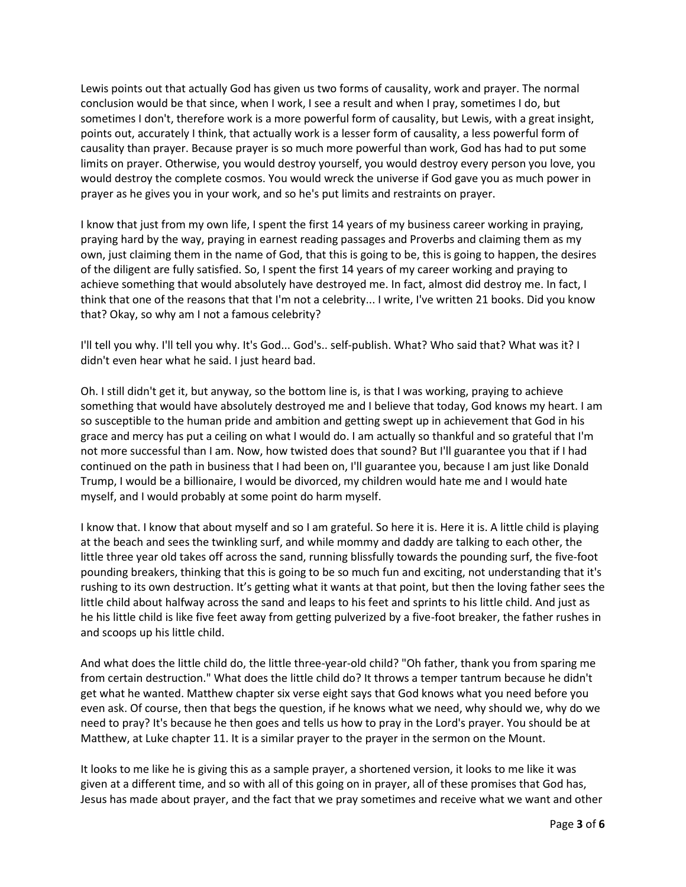Lewis points out that actually God has given us two forms of causality, work and prayer. The normal conclusion would be that since, when I work, I see a result and when I pray, sometimes I do, but sometimes I don't, therefore work is a more powerful form of causality, but Lewis, with a great insight, points out, accurately I think, that actually work is a lesser form of causality, a less powerful form of causality than prayer. Because prayer is so much more powerful than work, God has had to put some limits on prayer. Otherwise, you would destroy yourself, you would destroy every person you love, you would destroy the complete cosmos. You would wreck the universe if God gave you as much power in prayer as he gives you in your work, and so he's put limits and restraints on prayer.

I know that just from my own life, I spent the first 14 years of my business career working in praying, praying hard by the way, praying in earnest reading passages and Proverbs and claiming them as my own, just claiming them in the name of God, that this is going to be, this is going to happen, the desires of the diligent are fully satisfied. So, I spent the first 14 years of my career working and praying to achieve something that would absolutely have destroyed me. In fact, almost did destroy me. In fact, I think that one of the reasons that that I'm not a celebrity... I write, I've written 21 books. Did you know that? Okay, so why am I not a famous celebrity?

I'll tell you why. I'll tell you why. It's God... God's.. self-publish. What? Who said that? What was it? I didn't even hear what he said. I just heard bad.

Oh. I still didn't get it, but anyway, so the bottom line is, is that I was working, praying to achieve something that would have absolutely destroyed me and I believe that today, God knows my heart. I am so susceptible to the human pride and ambition and getting swept up in achievement that God in his grace and mercy has put a ceiling on what I would do. I am actually so thankful and so grateful that I'm not more successful than I am. Now, how twisted does that sound? But I'll guarantee you that if I had continued on the path in business that I had been on, I'll guarantee you, because I am just like Donald Trump, I would be a billionaire, I would be divorced, my children would hate me and I would hate myself, and I would probably at some point do harm myself.

I know that. I know that about myself and so I am grateful. So here it is. Here it is. A little child is playing at the beach and sees the twinkling surf, and while mommy and daddy are talking to each other, the little three year old takes off across the sand, running blissfully towards the pounding surf, the five-foot pounding breakers, thinking that this is going to be so much fun and exciting, not understanding that it's rushing to its own destruction. It's getting what it wants at that point, but then the loving father sees the little child about halfway across the sand and leaps to his feet and sprints to his little child. And just as he his little child is like five feet away from getting pulverized by a five-foot breaker, the father rushes in and scoops up his little child.

And what does the little child do, the little three-year-old child? "Oh father, thank you from sparing me from certain destruction." What does the little child do? It throws a temper tantrum because he didn't get what he wanted. Matthew chapter six verse eight says that God knows what you need before you even ask. Of course, then that begs the question, if he knows what we need, why should we, why do we need to pray? It's because he then goes and tells us how to pray in the Lord's prayer. You should be at Matthew, at Luke chapter 11. It is a similar prayer to the prayer in the sermon on the Mount.

It looks to me like he is giving this as a sample prayer, a shortened version, it looks to me like it was given at a different time, and so with all of this going on in prayer, all of these promises that God has, Jesus has made about prayer, and the fact that we pray sometimes and receive what we want and other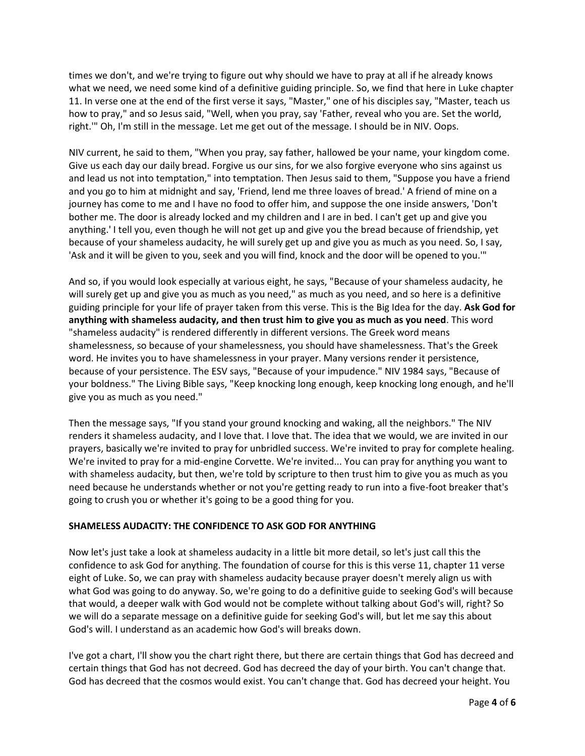times we don't, and we're trying to figure out why should we have to pray at all if he already knows what we need, we need some kind of a definitive guiding principle. So, we find that here in Luke chapter 11. In verse one at the end of the first verse it says, "Master," one of his disciples say, "Master, teach us how to pray," and so Jesus said, "Well, when you pray, say 'Father, reveal who you are. Set the world, right.'" Oh, I'm still in the message. Let me get out of the message. I should be in NIV. Oops.

NIV current, he said to them, "When you pray, say father, hallowed be your name, your kingdom come. Give us each day our daily bread. Forgive us our sins, for we also forgive everyone who sins against us and lead us not into temptation," into temptation. Then Jesus said to them, "Suppose you have a friend and you go to him at midnight and say, 'Friend, lend me three loaves of bread.' A friend of mine on a journey has come to me and I have no food to offer him, and suppose the one inside answers, 'Don't bother me. The door is already locked and my children and I are in bed. I can't get up and give you anything.' I tell you, even though he will not get up and give you the bread because of friendship, yet because of your shameless audacity, he will surely get up and give you as much as you need. So, I say, 'Ask and it will be given to you, seek and you will find, knock and the door will be opened to you.'"

And so, if you would look especially at various eight, he says, "Because of your shameless audacity, he will surely get up and give you as much as you need," as much as you need, and so here is a definitive guiding principle for your life of prayer taken from this verse. This is the Big Idea for the day. **Ask God for anything with shameless audacity, and then trust him to give you as much as you need**. This word "shameless audacity" is rendered differently in different versions. The Greek word means shamelessness, so because of your shamelessness, you should have shamelessness. That's the Greek word. He invites you to have shamelessness in your prayer. Many versions render it persistence, because of your persistence. The ESV says, "Because of your impudence." NIV 1984 says, "Because of your boldness." The Living Bible says, "Keep knocking long enough, keep knocking long enough, and he'll give you as much as you need."

Then the message says, "If you stand your ground knocking and waking, all the neighbors." The NIV renders it shameless audacity, and I love that. I love that. The idea that we would, we are invited in our prayers, basically we're invited to pray for unbridled success. We're invited to pray for complete healing. We're invited to pray for a mid-engine Corvette. We're invited... You can pray for anything you want to with shameless audacity, but then, we're told by scripture to then trust him to give you as much as you need because he understands whether or not you're getting ready to run into a five-foot breaker that's going to crush you or whether it's going to be a good thing for you.

## SHAMELESS AUDACITY: THE CONFIDENCE TO ASK GOD FOR ANYTHING

Now let's just take a look at shameless audacity in a little bit more detail, so let's just call this the confidence to ask God for anything. The foundation of course for this is this verse 11, chapter 11 verse eight of Luke. So, we can pray with shameless audacity because prayer doesn't merely align us with what God was going to do anyway. So, we're going to do a definitive guide to seeking God's will because that would, a deeper walk with God would not be complete without talking about God's will, right? So we will do a separate message on a definitive guide for seeking God's will, but let me say this about God's will. I understand as an academic how God's will breaks down.

I've got a chart, I'll show you the chart right there, but there are certain things that God has decreed and certain things that God has not decreed. God has decreed the day of your birth. You can't change that. God has decreed that the cosmos would exist. You can't change that. God has decreed your height. You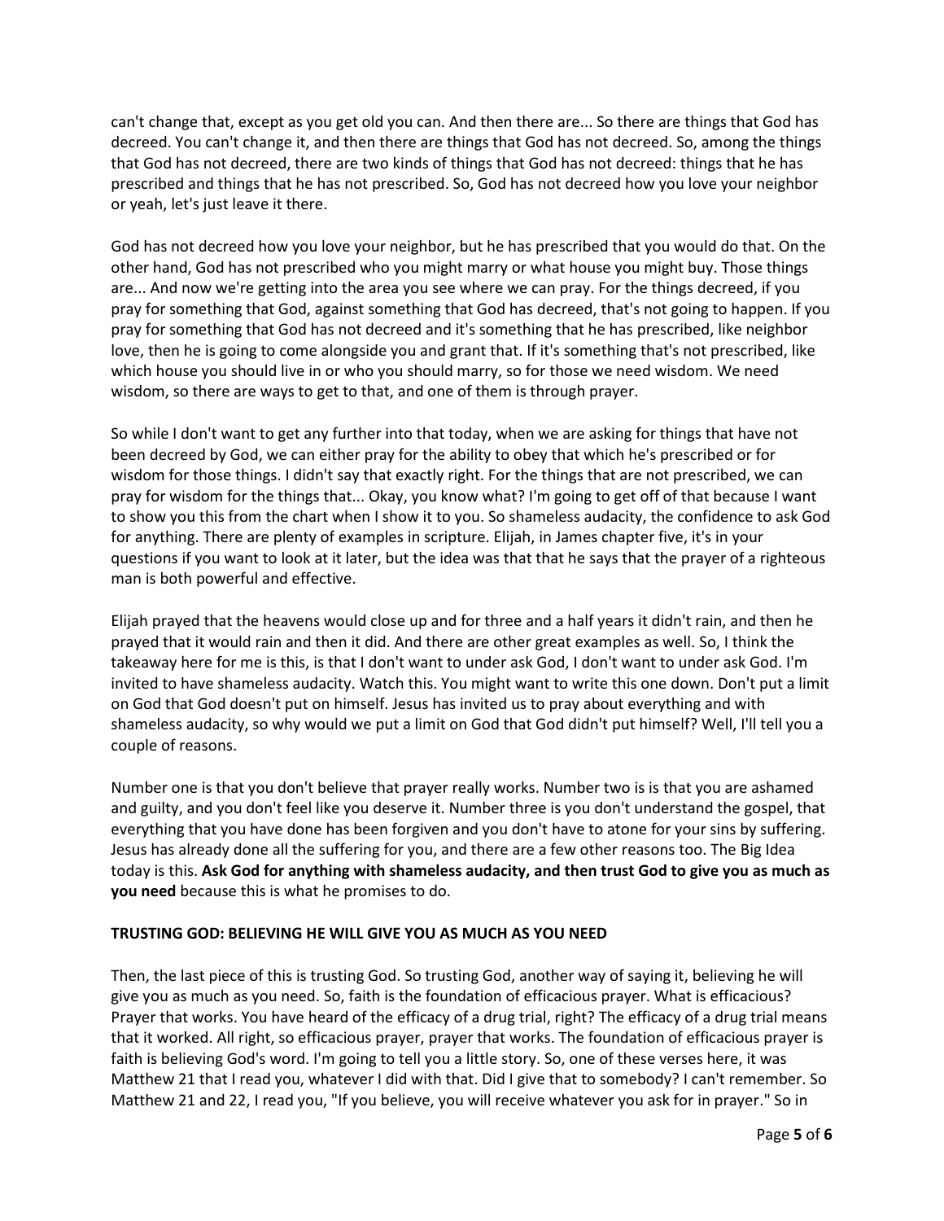can't change that, except as you get old you can. And then there are... So there are things that God has decreed. You can't change it, and then there are things that God has not decreed. So, among the things that God has not decreed, there are two kinds of things that God has not decreed: things that he has prescribed and things that he has not prescribed. So, God has not decreed how you love your neighbor or yeah, let's just leave it there.

God has not decreed how you love your neighbor, but he has prescribed that you would do that. On the other hand, God has not prescribed who you might marry or what house you might buy. Those things are... And now we're getting into the area you see where we can pray. For the things decreed, if you pray for something that God, against something that God has decreed, that's not going to happen. If you pray for something that God has not decreed and it's something that he has prescribed, like neighbor love, then he is going to come alongside you and grant that. If it's something that's not prescribed, like which house you should live in or who you should marry, so for those we need wisdom. We need wisdom, so there are ways to get to that, and one of them is through prayer.

So while I don't want to get any further into that today, when we are asking for things that have not been decreed by God, we can either pray for the ability to obey that which he's prescribed or for wisdom for those things. I didn't say that exactly right. For the things that are not prescribed, we can pray for wisdom for the things that... Okay, you know what? I'm going to get off of that because I want to show you this from the chart when I show it to you. So shameless audacity, the confidence to ask God for anything. There are plenty of examples in scripture. Elijah, in James chapter five, it's in your questions if you want to look at it later, but the idea was that that he says that the prayer of a righteous man is both powerful and effective.

Elijah prayed that the heavens would close up and for three and a half years it didn't rain, and then he prayed that it would rain and then it did. And there are other great examples as well. So, I think the takeaway here for me is this, is that I don't want to under ask God, I don't want to under ask God. I'm invited to have shameless audacity. Watch this. You might want to write this one down. Don't put a limit on God that God doesn't put on himself. Jesus has invited us to pray about everything and with shameless audacity, so why would we put a limit on God that God didn't put himself? Well, I'll tell you a couple of reasons.

Number one is that you don't believe that prayer really works. Number two is is that you are ashamed and guilty, and you don't feel like you deserve it. Number three is you don't understand the gospel, that everything that you have done has been forgiven and you don't have to atone for your sins by suffering. Jesus has already done all the suffering for you, and there are a few other reasons too. The Big Idea today is this. **Ask God for anything with shameless audacity, and then trust God to give you as much as you need** because this is what he promises to do.

**TRUSTING GOD: BELIEVING HE WILL GIVE YOU AS MUCH AS YOU NEED**

Then, the last piece of this is trusting God. So trusting God, another way of saying it, believing he will give you as much as you need. So, faith is the foundation of efficacious prayer. What is efficacious? Prayer that works. You have heard of the efficacy of a drug trial, right? The efficacy of a drug trial means that it worked. All right, so efficacious prayer, prayer that works. The foundation of efficacious prayer is faith is believing God's word. I'm going to tell you a little story. So, one of these verses here, it was Matthew 21 that I read you, whatever I did with that. Did I give that to somebody? I can't remember. So Matthew 21 and 22, I read you, "If you believe, you will receive whatever you ask for in prayer." So in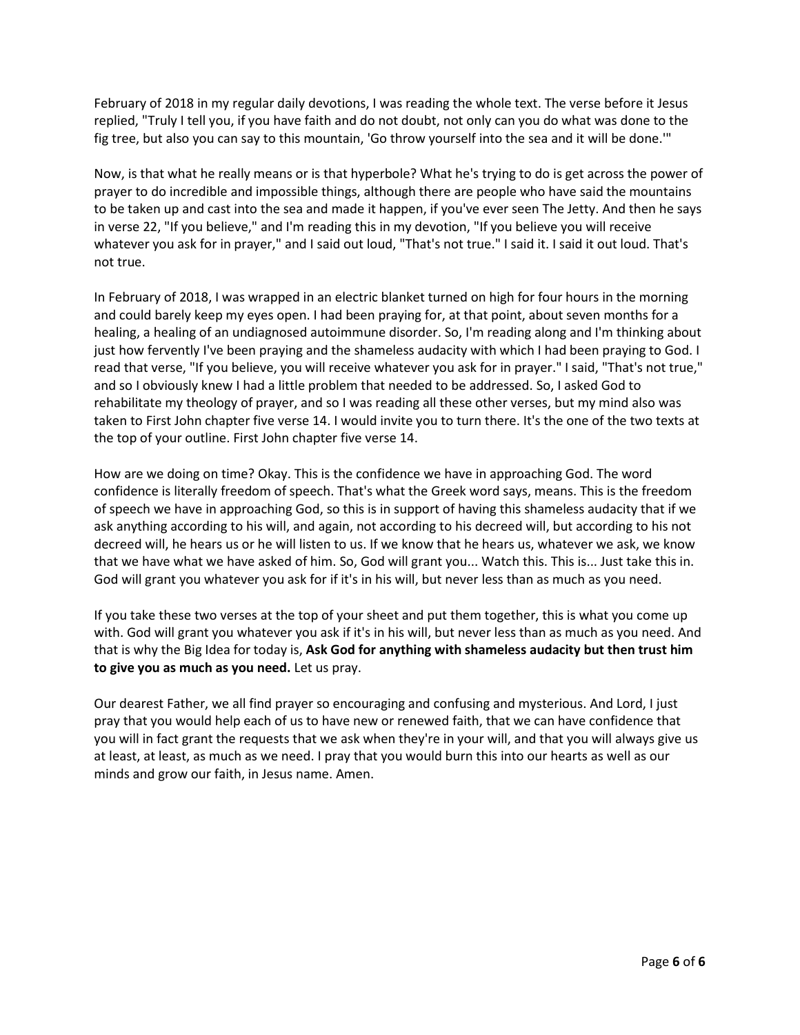February of 2018 in my regular daily devotions, I was reading the whole text. The verse before it Jesus replied, "Truly I tell you, if you have faith and do not doubt, not only can you do what was done to the fig tree, but also you can say to this mountain, 'Go throw yourself into the sea and it will be done.'"

Now, is that what he really means or is that hyperbole? What he's trying to do is get across the power of prayer to do incredible and impossible things, although there are people who have said the mountains to be taken up and cast into the sea and made it happen, if you've ever seen The Jetty. And then he says in verse 22, "If you believe," and I'm reading this in my devotion, "If you believe you will receive whatever you ask for in prayer," and I said out loud, "That's not true." I said it. I said it out loud. That's not true.

In February of 2018, I was wrapped in an electric blanket turned on high for four hours in the morning and could barely keep my eyes open. I had been praying for, at that point, about seven months for a healing, a healing of an undiagnosed autoimmune disorder. So, I'm reading along and I'm thinking about just how fervently I've been praying and the shameless audacity with which I had been praying to God. I read that verse, "If you believe, you will receive whatever you ask for in prayer." I said, "That's not true," and so I obviously knew I had a little problem that needed to be addressed. So, I asked God to rehabilitate my theology of prayer, and so I was reading all these other verses, but my mind also was taken to First John chapter five verse 14. I would invite you to turn there. It's the one of the two texts at the top of your outline. First John chapter five verse 14.

How are we doing on time? Okay. This is the confidence we have in approaching God. The word confidence is literally freedom of speech. That's what the Greek word says, means. This is the freedom of speech we have in approaching God, so this is in support of having this shameless audacity that if we ask anything according to his will, and again, not according to his decreed will, but according to his not decreed will, he hears us or he will listen to us. If we know that he hears us, whatever we ask, we know that we have what we have asked of him. So, God will grant you... Watch this. This is... Just take this in. God will grant you whatever you ask for if it's in his will, but never less than as much as you need.

If you take these two verses at the top of your sheet and put them together, this is what you come up with. God will grant you whatever you ask if it's in his will, but never less than as much as you need. And that is why the Big Idea for today is, **Ask God for anything with shameless audacity but then trust him to give you as much as you need.** Let us pray.

Our dearest Father, we all find prayer so encouraging and confusing and mysterious. And Lord, I just pray that you would help each of us to have new or renewed faith, that we can have confidence that you will in fact grant the requests that we ask when they're in your will, and that you will always give us at least, at least, as much as we need. I pray that you would burn this into our hearts as well as our minds and grow our faith, in Jesus name. Amen.